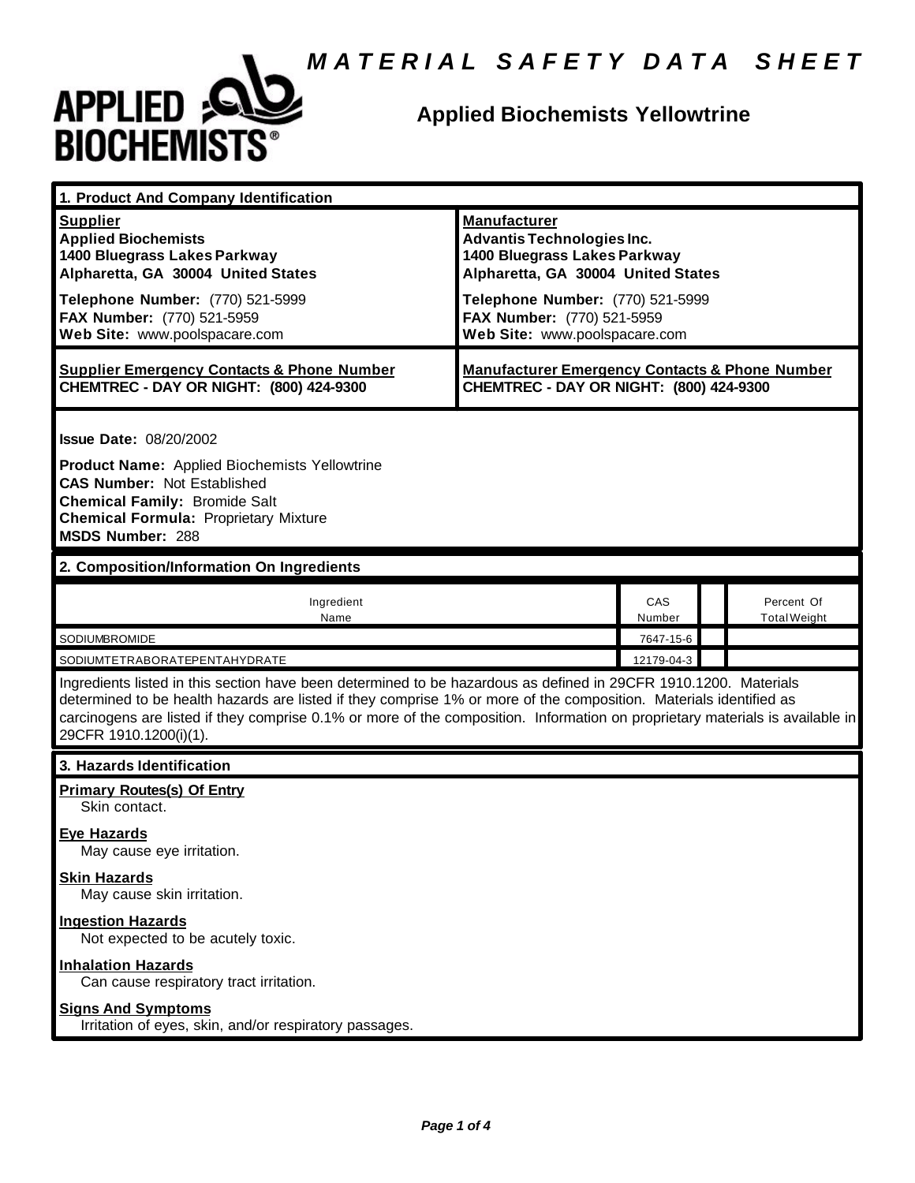# MATERIAL SAFETY DATA SHEET

## Applied Biochemists Yellowtrine

### 1. Product And Company Identification

| **Supplier** | **Manufacturer** |
|---|---|
| **Applied Biochemists**<br>**1400 Bluegrass Lakes Parkway**<br>**Alpharetta, GA 30004 United States** | **Advantis Technologies Inc.**<br>**1400 Bluegrass Lakes Parkway**<br>**Alpharetta, GA 30004 United States** |
| **Telephone Number:** (770) 521-5999<br>**FAX Number:** (770) 521-5959<br>**Web Site:** www.poolspacare.com | **Telephone Number:** (770) 521-5999<br>**FAX Number:** (770) 521-5959<br>**Web Site:** www.poolspacare.com |
| **Supplier Emergency Contacts & Phone Number**<br>**CHEMTREC - DAY OR NIGHT: (800) 424-9300** | **Manufacturer Emergency Contacts & Phone Number**<br>**CHEMTREC - DAY OR NIGHT: (800) 424-9300** |

**Issue Date:** 08/20/2002

**Product Name:** Applied Biochemists Yellowtrine
**CAS Number:** Not Established
**Chemical Family:** Bromide Salt
**Chemical Formula:** Proprietary Mixture
**MSDS Number:** 288

### 2. Composition/Information On Ingredients

| Ingredient Name | CAS Number | | Percent Of Total Weight |
|---|---|---|---|
| SODIUMBROMIDE | 7647-15-6 | | |
| SODIUMTETRABORATEPENTAHYDRATE | 12179-04-3 | | |

Ingredients listed in this section have been determined to be hazardous as defined in 29CFR 1910.1200. Materials determined to be health hazards are listed if they comprise 1% or more of the composition. Materials identified as carcinogens are listed if they comprise 0.1% or more of the composition. Information on proprietary materials is available in 29CFR 1910.1200(i)(1).

### 3. Hazards Identification

**Primary Routes(s) Of Entry**
Skin contact.

**Eye Hazards**
May cause eye irritation.

**Skin Hazards**
May cause skin irritation.

**Ingestion Hazards**
Not expected to be acutely toxic.

**Inhalation Hazards**
Can cause respiratory tract irritation.

**Signs And Symptoms**
Irritation of eyes, skin, and/or respiratory passages.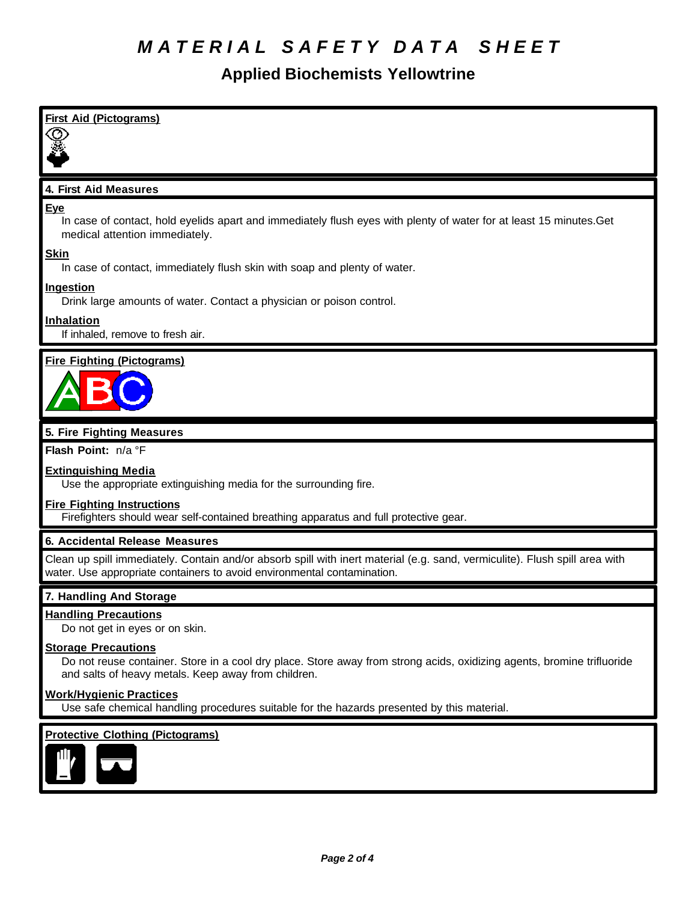# MATERIAL SAFETY DATA SHEET

## Applied Biochemists Yellowtrine

**First Aid (Pictograms)**

### 4. First Aid Measures

**Eye**

In case of contact, hold eyelids apart and immediately flush eyes with plenty of water for at least 15 minutes.Get medical attention immediately.

**Skin**

In case of contact, immediately flush skin with soap and plenty of water.

**Ingestion**

Drink large amounts of water. Contact a physician or poison control.

**Inhalation**

If inhaled, remove to fresh air.

**Fire Fighting (Pictograms)**

### 5. Fire Fighting Measures

**Flash Point:** n/a °F

**Extinguishing Media**

Use the appropriate extinguishing media for the surrounding fire.

**Fire Fighting Instructions**

Firefighters should wear self-contained breathing apparatus and full protective gear.

### 6. Accidental Release Measures

Clean up spill immediately. Contain and/or absorb spill with inert material (e.g. sand, vermiculite). Flush spill area with water. Use appropriate containers to avoid environmental contamination.

### 7. Handling And Storage

**Handling Precautions**

Do not get in eyes or on skin.

**Storage Precautions**

Do not reuse container. Store in a cool dry place. Store away from strong acids, oxidizing agents, bromine trifluoride and salts of heavy metals. Keep away from children.

**Work/Hygienic Practices**

Use safe chemical handling procedures suitable for the hazards presented by this material.

**Protective Clothing (Pictograms)**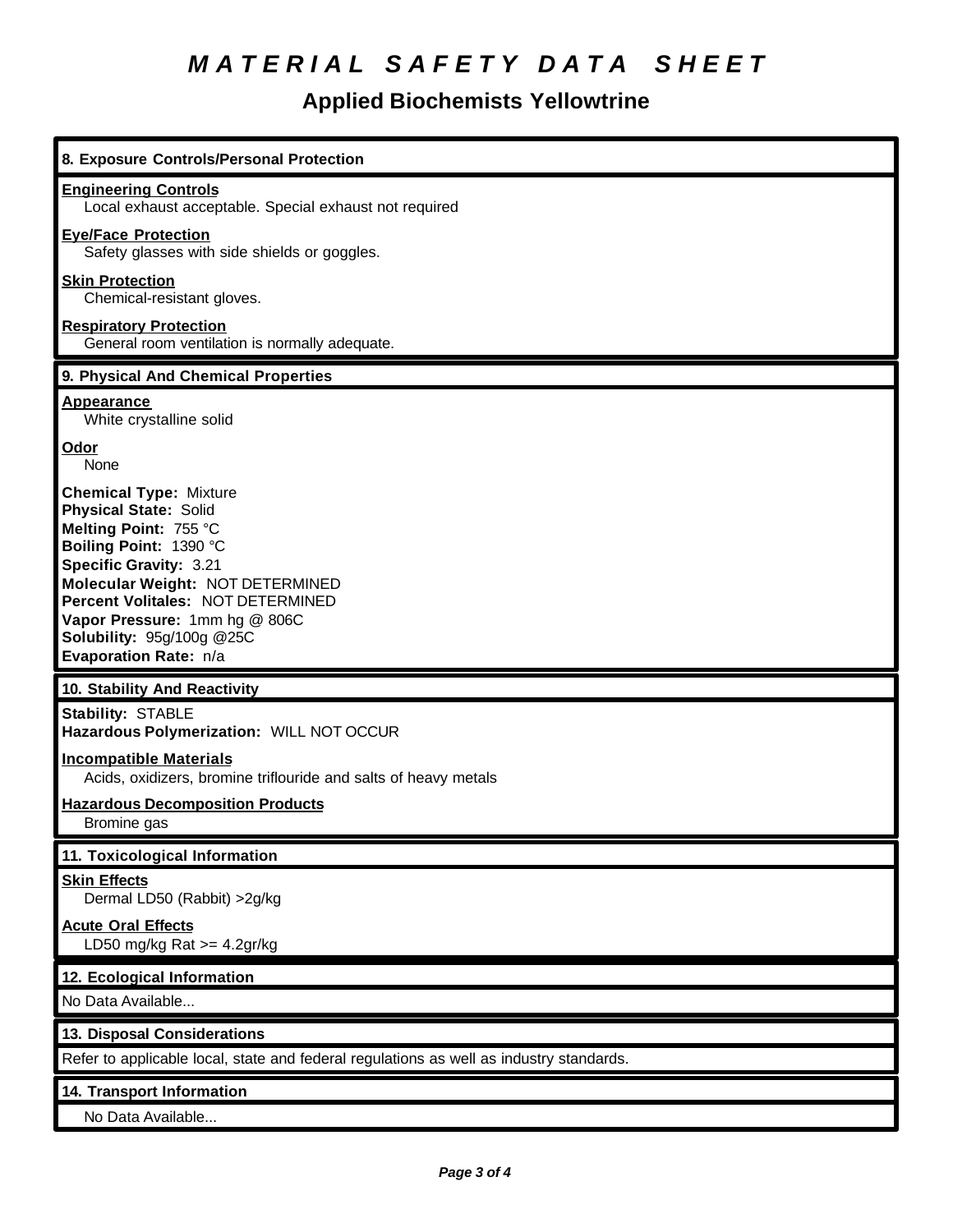# MATERIAL SAFETY DATA SHEET

## Applied Biochemists Yellowtrine

### 8. Exposure Controls/Personal Protection

**Engineering Controls**
Local exhaust acceptable. Special exhaust not required

**Eye/Face Protection**
Safety glasses with side shields or goggles.

**Skin Protection**
Chemical-resistant gloves.

**Respiratory Protection**
General room ventilation is normally adequate.

### 9. Physical And Chemical Properties

**Appearance**
White crystalline solid

**Odor**
None

**Chemical Type:** Mixture
**Physical State:** Solid
**Melting Point:** 755 °C
**Boiling Point:** 1390 °C
**Specific Gravity:** 3.21
**Molecular Weight:** NOT DETERMINED
**Percent Volitales:** NOT DETERMINED
**Vapor Pressure:** 1mm hg @ 806C
**Solubility:** 95g/100g @25C
**Evaporation Rate:** n/a

### 10. Stability And Reactivity

**Stability:** STABLE
**Hazardous Polymerization:** WILL NOT OCCUR

**Incompatible Materials**
Acids, oxidizers, bromine triflouride and salts of heavy metals

**Hazardous Decomposition Products**
Bromine gas

### 11. Toxicological Information

**Skin Effects**
Dermal LD50 (Rabbit) >2g/kg

**Acute Oral Effects**
LD50 mg/kg Rat >= 4.2gr/kg

### 12. Ecological Information

No Data Available...

### 13. Disposal Considerations

Refer to applicable local, state and federal regulations as well as industry standards.

### 14. Transport Information

No Data Available...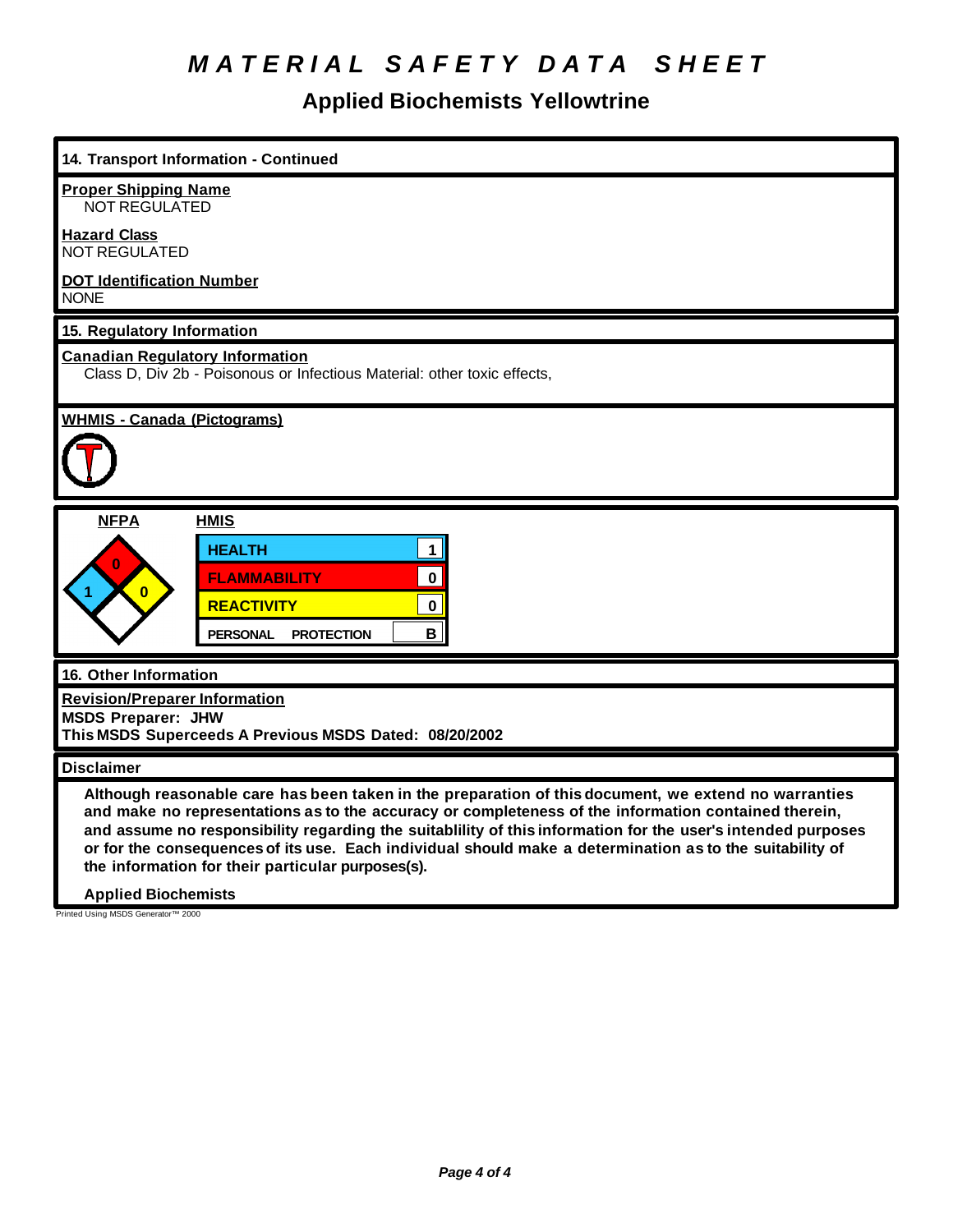# MATERIAL SAFETY DATA SHEET

## Applied Biochemists Yellowtrine

### 14. Transport Information - Continued

**Proper Shipping Name**
NOT REGULATED

**Hazard Class**
NOT REGULATED

**DOT Identification Number**
NONE

### 15. Regulatory Information

**Canadian Regulatory Information**
Class D, Div 2b - Poisonous or Infectious Material: other toxic effects,

**WHMIS - Canada (Pictograms)**

**NFPA**

0
1 0

**HMIS**

| | |
|---|---|
| HEALTH | 1 |
| FLAMMABILITY | 0 |
| REACTIVITY | 0 |
| PERSONAL PROTECTION | B |

### 16. Other Information

**Revision/Preparer Information**
**MSDS Preparer: JHW**
**This MSDS Superceeds A Previous MSDS Dated: 08/20/2002**

**Disclaimer**

**Although reasonable care has been taken in the preparation of this document, we extend no warranties and make no representations as to the accuracy or completeness of the information contained therein, and assume no responsibility regarding the suitablility of this information for the user's intended purposes or for the consequences of its use. Each individual should make a determination as to the suitability of the information for their particular purposes(s).**

**Applied Biochemists**

Printed Using MSDS Generator™ 2000